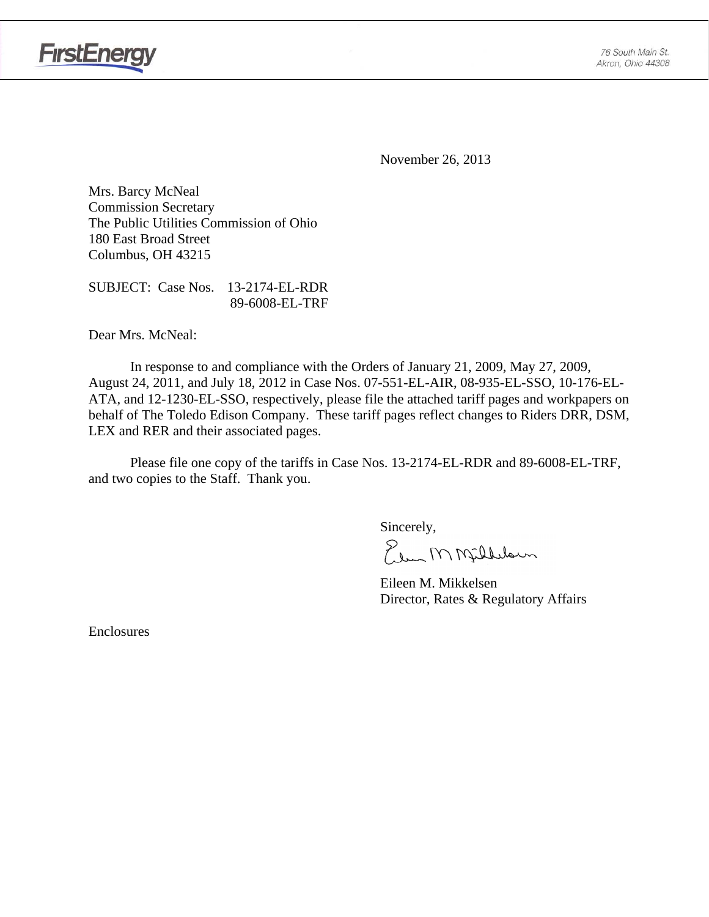FirstEnergy

76 South Main St.
Akron, Ohio 44308

November 26, 2013

Mrs. Barcy McNeal
Commission Secretary
The Public Utilities Commission of Ohio
180 East Broad Street
Columbus, OH 43215

SUBJECT: Case Nos. 13-2174-EL-RDR
89-6008-EL-TRF

Dear Mrs. McNeal:

In response to and compliance with the Orders of January 21, 2009, May 27, 2009, August 24, 2011, and July 18, 2012 in Case Nos. 07-551-EL-AIR, 08-935-EL-SSO, 10-176-EL-ATA, and 12-1230-EL-SSO, respectively, please file the attached tariff pages and workpapers on behalf of The Toledo Edison Company. These tariff pages reflect changes to Riders DRR, DSM, LEX and RER and their associated pages.

Please file one copy of the tariffs in Case Nos. 13-2174-EL-RDR and 89-6008-EL-TRF, and two copies to the Staff. Thank you.

Sincerely,

Eileen M. Mikkelsen
Director, Rates & Regulatory Affairs

Enclosures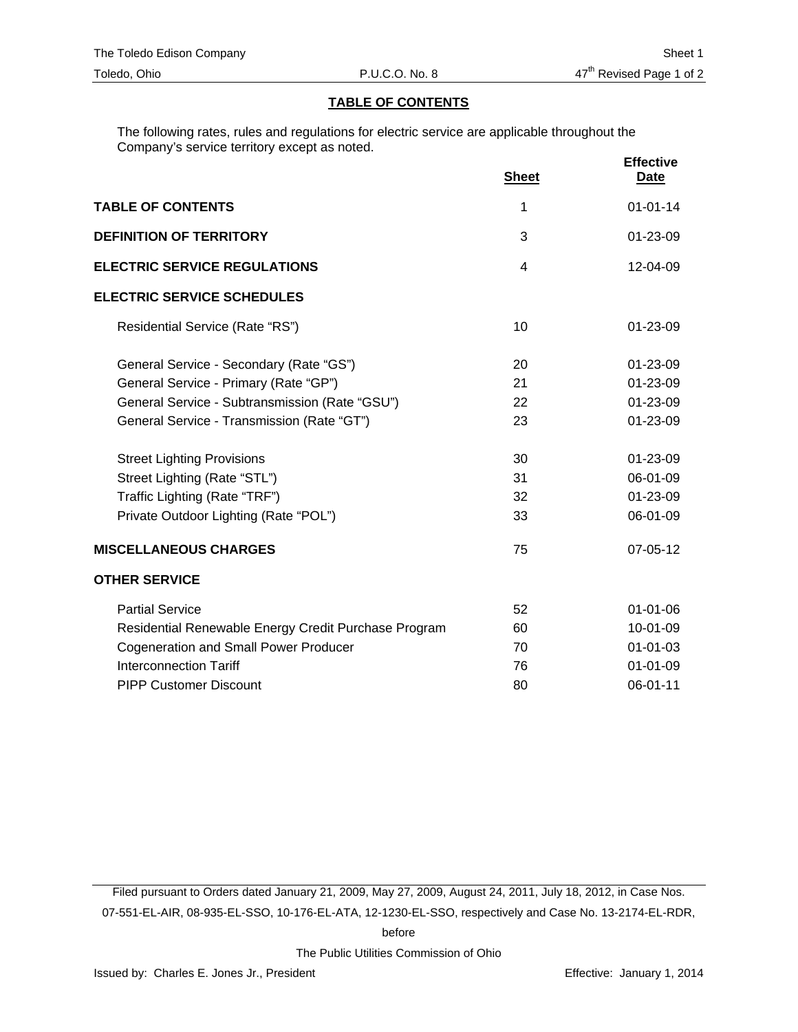## TABLE OF CONTENTS

The following rates, rules and regulations for electric service are applicable throughout the Company's service territory except as noted.

| | Sheet | Effective Date |
|---|---|---|
| **TABLE OF CONTENTS** | 1 | 01-01-14 |
| **DEFINITION OF TERRITORY** | 3 | 01-23-09 |
| **ELECTRIC SERVICE REGULATIONS** | 4 | 12-04-09 |
| **ELECTRIC SERVICE SCHEDULES** | | |
| Residential Service (Rate "RS") | 10 | 01-23-09 |
| General Service - Secondary (Rate "GS") | 20 | 01-23-09 |
| General Service - Primary (Rate "GP") | 21 | 01-23-09 |
| General Service - Subtransmission (Rate "GSU") | 22 | 01-23-09 |
| General Service - Transmission (Rate "GT") | 23 | 01-23-09 |
| Street Lighting Provisions | 30 | 01-23-09 |
| Street Lighting (Rate "STL") | 31 | 06-01-09 |
| Traffic Lighting (Rate "TRF") | 32 | 01-23-09 |
| Private Outdoor Lighting (Rate "POL") | 33 | 06-01-09 |
| **MISCELLANEOUS CHARGES** | 75 | 07-05-12 |
| **OTHER SERVICE** | | |
| Partial Service | 52 | 01-01-06 |
| Residential Renewable Energy Credit Purchase Program | 60 | 10-01-09 |
| Cogeneration and Small Power Producer | 70 | 01-01-03 |
| Interconnection Tariff | 76 | 01-01-09 |
| PIPP Customer Discount | 80 | 06-01-11 |

Filed pursuant to Orders dated January 21, 2009, May 27, 2009, August 24, 2011, July 18, 2012, in Case Nos. 07-551-EL-AIR, 08-935-EL-SSO, 10-176-EL-ATA, 12-1230-EL-SSO, respectively and Case No. 13-2174-EL-RDR,

before

The Public Utilities Commission of Ohio

Issued by: Charles E. Jones Jr., President

Effective: January 1, 2014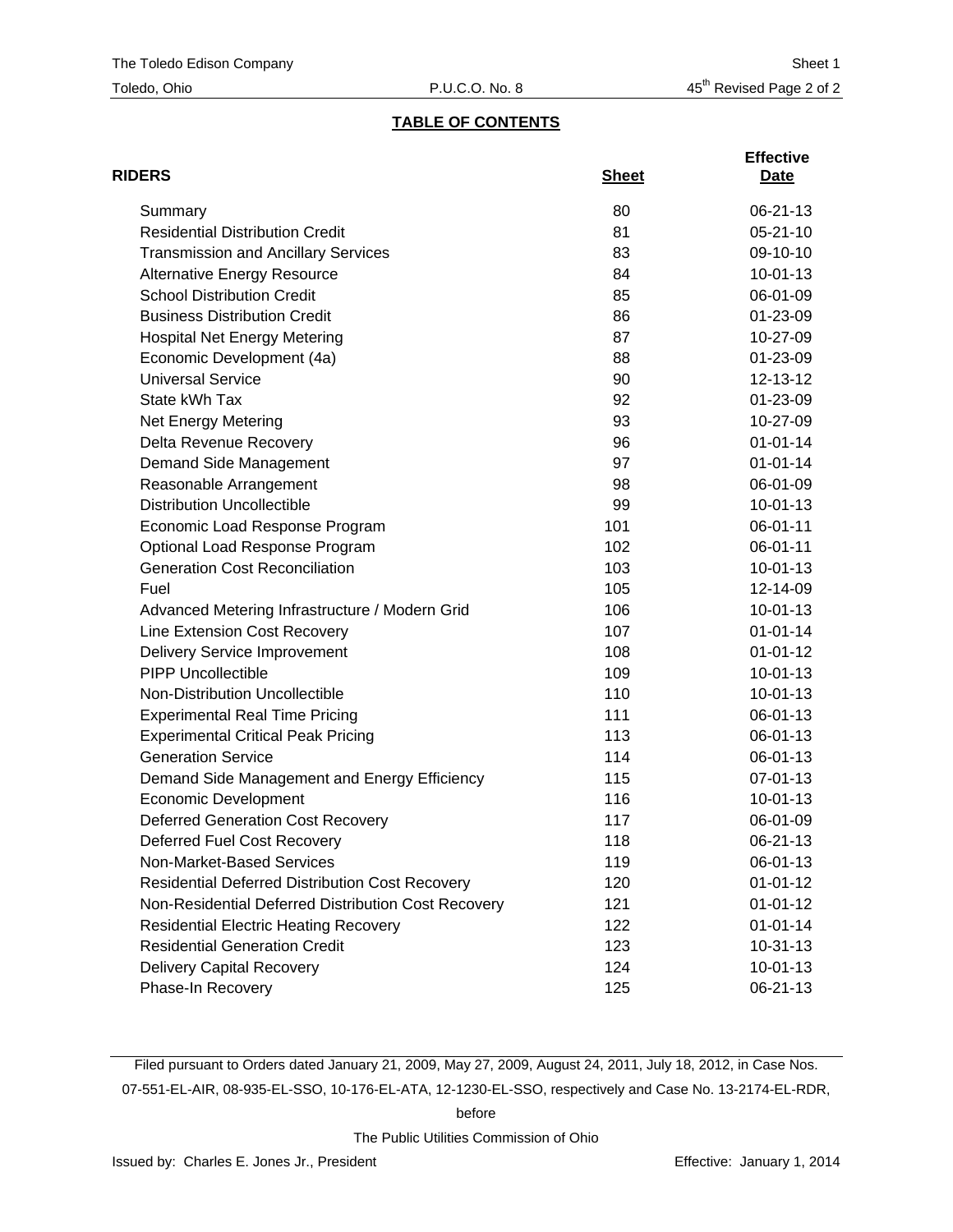## TABLE OF CONTENTS

| RIDERS | Sheet | Effective Date |
|---|---|---|
| Summary | 80 | 06-21-13 |
| Residential Distribution Credit | 81 | 05-21-10 |
| Transmission and Ancillary Services | 83 | 09-10-10 |
| Alternative Energy Resource | 84 | 10-01-13 |
| School Distribution Credit | 85 | 06-01-09 |
| Business Distribution Credit | 86 | 01-23-09 |
| Hospital Net Energy Metering | 87 | 10-27-09 |
| Economic Development (4a) | 88 | 01-23-09 |
| Universal Service | 90 | 12-13-12 |
| State kWh Tax | 92 | 01-23-09 |
| Net Energy Metering | 93 | 10-27-09 |
| Delta Revenue Recovery | 96 | 01-01-14 |
| Demand Side Management | 97 | 01-01-14 |
| Reasonable Arrangement | 98 | 06-01-09 |
| Distribution Uncollectible | 99 | 10-01-13 |
| Economic Load Response Program | 101 | 06-01-11 |
| Optional Load Response Program | 102 | 06-01-11 |
| Generation Cost Reconciliation | 103 | 10-01-13 |
| Fuel | 105 | 12-14-09 |
| Advanced Metering Infrastructure / Modern Grid | 106 | 10-01-13 |
| Line Extension Cost Recovery | 107 | 01-01-14 |
| Delivery Service Improvement | 108 | 01-01-12 |
| PIPP Uncollectible | 109 | 10-01-13 |
| Non-Distribution Uncollectible | 110 | 10-01-13 |
| Experimental Real Time Pricing | 111 | 06-01-13 |
| Experimental Critical Peak Pricing | 113 | 06-01-13 |
| Generation Service | 114 | 06-01-13 |
| Demand Side Management and Energy Efficiency | 115 | 07-01-13 |
| Economic Development | 116 | 10-01-13 |
| Deferred Generation Cost Recovery | 117 | 06-01-09 |
| Deferred Fuel Cost Recovery | 118 | 06-21-13 |
| Non-Market-Based Services | 119 | 06-01-13 |
| Residential Deferred Distribution Cost Recovery | 120 | 01-01-12 |
| Non-Residential Deferred Distribution Cost Recovery | 121 | 01-01-12 |
| Residential Electric Heating Recovery | 122 | 01-01-14 |
| Residential Generation Credit | 123 | 10-31-13 |
| Delivery Capital Recovery | 124 | 10-01-13 |
| Phase-In Recovery | 125 | 06-21-13 |

Filed pursuant to Orders dated January 21, 2009, May 27, 2009, August 24, 2011, July 18, 2012, in Case Nos. 07-551-EL-AIR, 08-935-EL-SSO, 10-176-EL-ATA, 12-1230-EL-SSO, respectively and Case No. 13-2174-EL-RDR, before

The Public Utilities Commission of Ohio

Issued by: Charles E. Jones Jr., President

Effective: January 1, 2014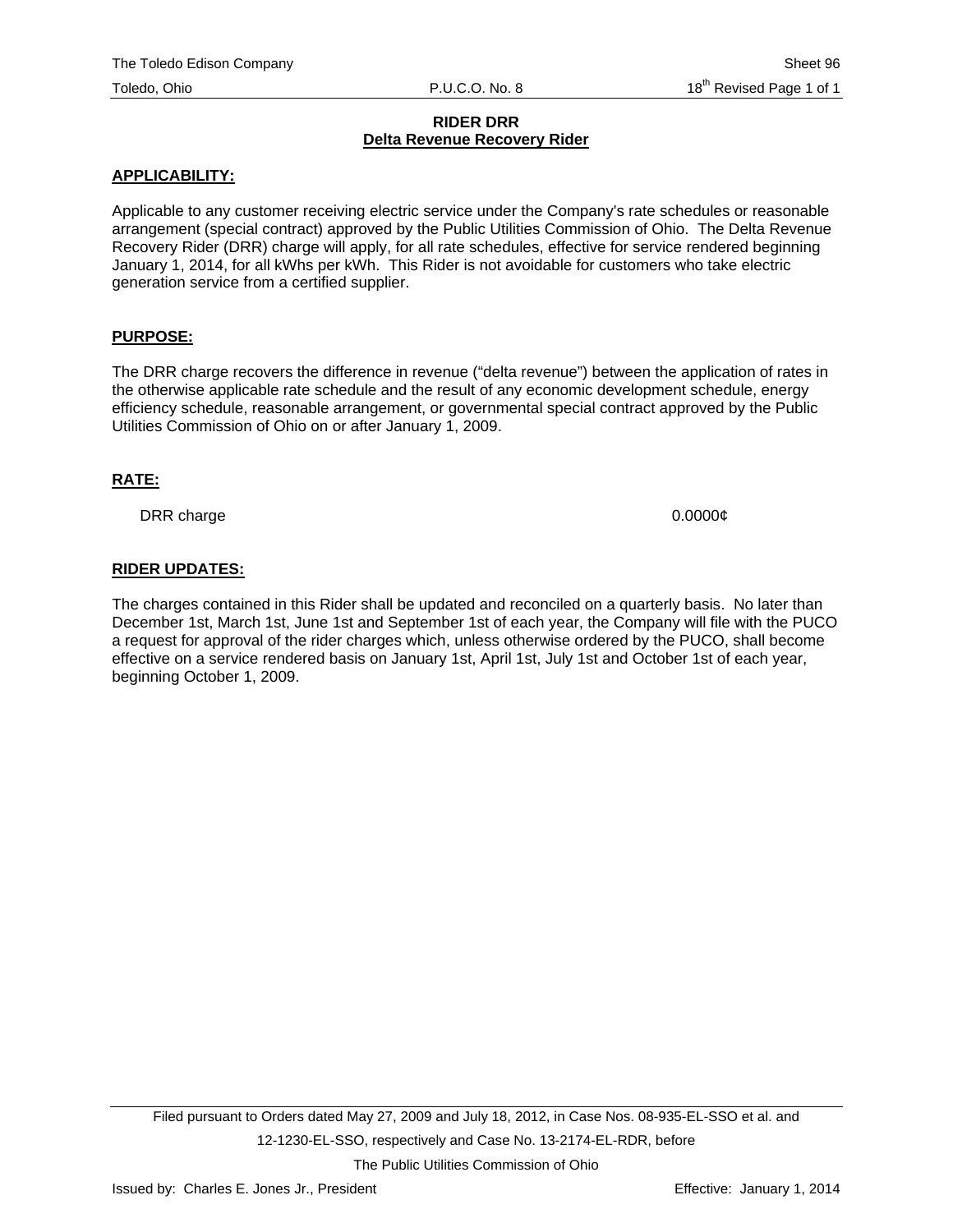# RIDER DRR
## Delta Revenue Recovery Rider

**APPLICABILITY:**

Applicable to any customer receiving electric service under the Company's rate schedules or reasonable arrangement (special contract) approved by the Public Utilities Commission of Ohio. The Delta Revenue Recovery Rider (DRR) charge will apply, for all rate schedules, effective for service rendered beginning January 1, 2014, for all kWhs per kWh. This Rider is not avoidable for customers who take electric generation service from a certified supplier.

**PURPOSE:**

The DRR charge recovers the difference in revenue ("delta revenue") between the application of rates in the otherwise applicable rate schedule and the result of any economic development schedule, energy efficiency schedule, reasonable arrangement, or governmental special contract approved by the Public Utilities Commission of Ohio on or after January 1, 2009.

**RATE:**

| | |
|---|---|
| DRR charge | 0.0000¢ |

**RIDER UPDATES:**

The charges contained in this Rider shall be updated and reconciled on a quarterly basis. No later than December 1st, March 1st, June 1st and September 1st of each year, the Company will file with the PUCO a request for approval of the rider charges which, unless otherwise ordered by the PUCO, shall become effective on a service rendered basis on January 1st, April 1st, July 1st and October 1st of each year, beginning October 1, 2009.

Filed pursuant to Orders dated May 27, 2009 and July 18, 2012, in Case Nos. 08-935-EL-SSO et al. and 12-1230-EL-SSO, respectively and Case No. 13-2174-EL-RDR, before The Public Utilities Commission of Ohio

Issued by: Charles E. Jones Jr., President

Effective: January 1, 2014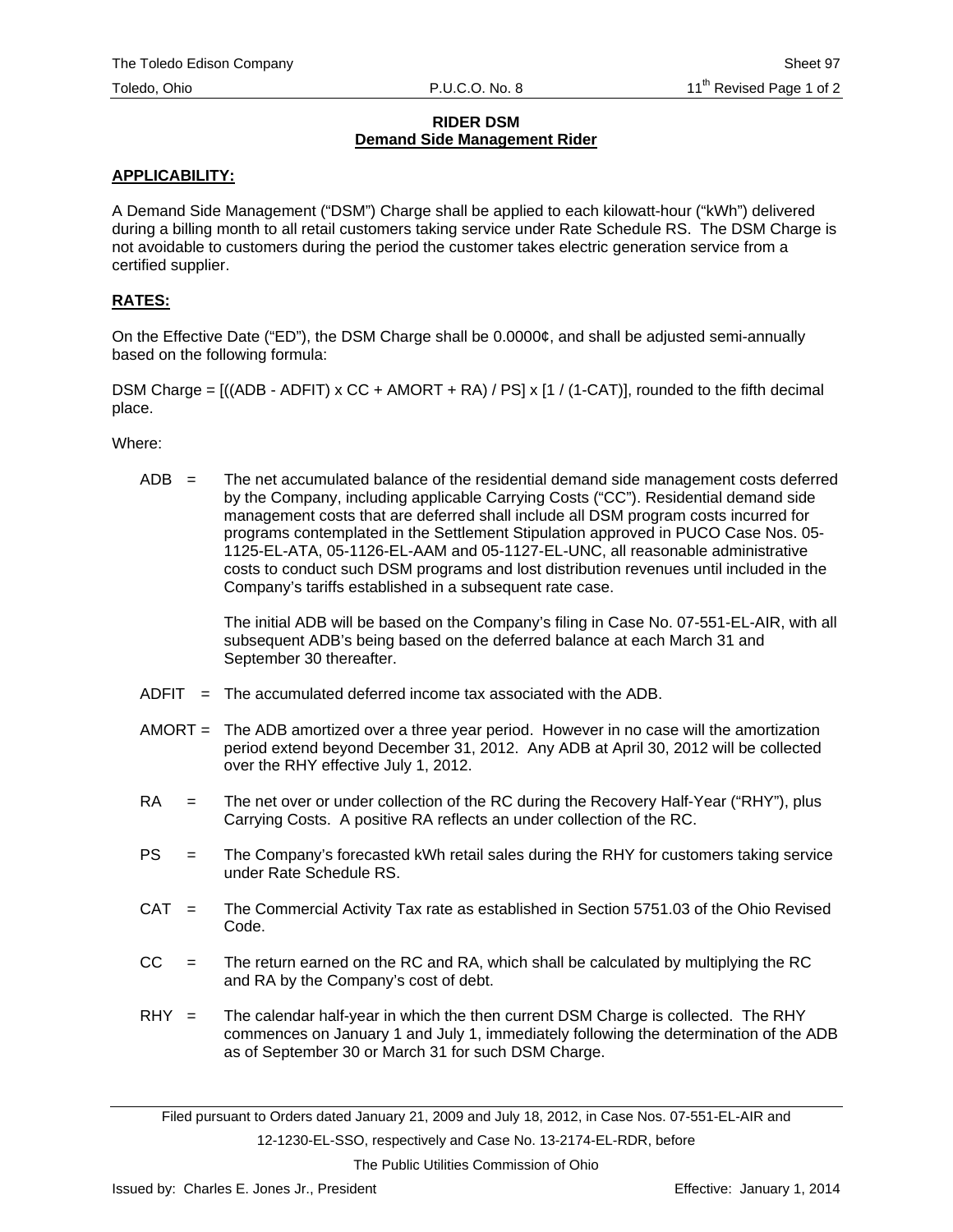## RIDER DSM
## Demand Side Management Rider

**APPLICABILITY:**

A Demand Side Management ("DSM") Charge shall be applied to each kilowatt-hour ("kWh") delivered during a billing month to all retail customers taking service under Rate Schedule RS. The DSM Charge is not avoidable to customers during the period the customer takes electric generation service from a certified supplier.

**RATES:**

On the Effective Date ("ED"), the DSM Charge shall be 0.0000¢, and shall be adjusted semi-annually based on the following formula:

DSM Charge = [((ADB - ADFIT) x CC + AMORT + RA) / PS] x [1 / (1-CAT)], rounded to the fifth decimal place.

Where:

ADB = The net accumulated balance of the residential demand side management costs deferred by the Company, including applicable Carrying Costs ("CC"). Residential demand side management costs that are deferred shall include all DSM program costs incurred for programs contemplated in the Settlement Stipulation approved in PUCO Case Nos. 05-1125-EL-ATA, 05-1126-EL-AAM and 05-1127-EL-UNC, all reasonable administrative costs to conduct such DSM programs and lost distribution revenues until included in the Company's tariffs established in a subsequent rate case.

The initial ADB will be based on the Company's filing in Case No. 07-551-EL-AIR, with all subsequent ADB's being based on the deferred balance at each March 31 and September 30 thereafter.

ADFIT = The accumulated deferred income tax associated with the ADB.

AMORT = The ADB amortized over a three year period. However in no case will the amortization period extend beyond December 31, 2012. Any ADB at April 30, 2012 will be collected over the RHY effective July 1, 2012.

RA = The net over or under collection of the RC during the Recovery Half-Year ("RHY"), plus Carrying Costs. A positive RA reflects an under collection of the RC.

PS = The Company's forecasted kWh retail sales during the RHY for customers taking service under Rate Schedule RS.

CAT = The Commercial Activity Tax rate as established in Section 5751.03 of the Ohio Revised Code.

CC = The return earned on the RC and RA, which shall be calculated by multiplying the RC and RA by the Company's cost of debt.

RHY = The calendar half-year in which the then current DSM Charge is collected. The RHY commences on January 1 and July 1, immediately following the determination of the ADB as of September 30 or March 31 for such DSM Charge.

Filed pursuant to Orders dated January 21, 2009 and July 18, 2012, in Case Nos. 07-551-EL-AIR and 12-1230-EL-SSO, respectively and Case No. 13-2174-EL-RDR, before The Public Utilities Commission of Ohio

Issued by: Charles E. Jones Jr., President

Effective: January 1, 2014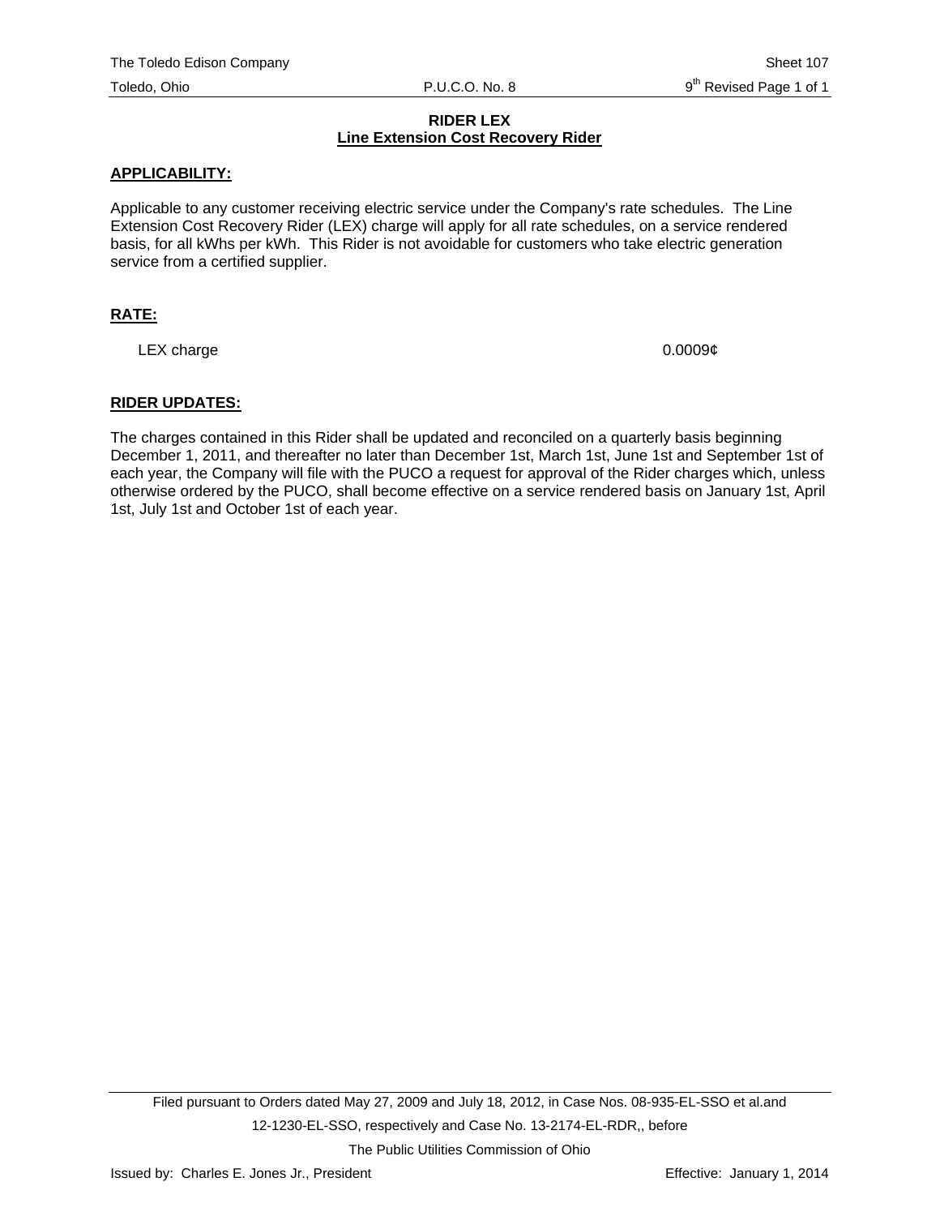# RIDER LEX

## Line Extension Cost Recovery Rider

**APPLICABILITY:**

Applicable to any customer receiving electric service under the Company's rate schedules. The Line Extension Cost Recovery Rider (LEX) charge will apply for all rate schedules, on a service rendered basis, for all kWhs per kWh. This Rider is not avoidable for customers who take electric generation service from a certified supplier.

**RATE:**

| | |
|---|---|
| LEX charge | 0.0009¢ |

**RIDER UPDATES:**

The charges contained in this Rider shall be updated and reconciled on a quarterly basis beginning December 1, 2011, and thereafter no later than December 1st, March 1st, June 1st and September 1st of each year, the Company will file with the PUCO a request for approval of the Rider charges which, unless otherwise ordered by the PUCO, shall become effective on a service rendered basis on January 1st, April 1st, July 1st and October 1st of each year.

Filed pursuant to Orders dated May 27, 2009 and July 18, 2012, in Case Nos. 08-935-EL-SSO et al.and 12-1230-EL-SSO, respectively and Case No. 13-2174-EL-RDR,, before The Public Utilities Commission of Ohio

Issued by: Charles E. Jones Jr., President

Effective: January 1, 2014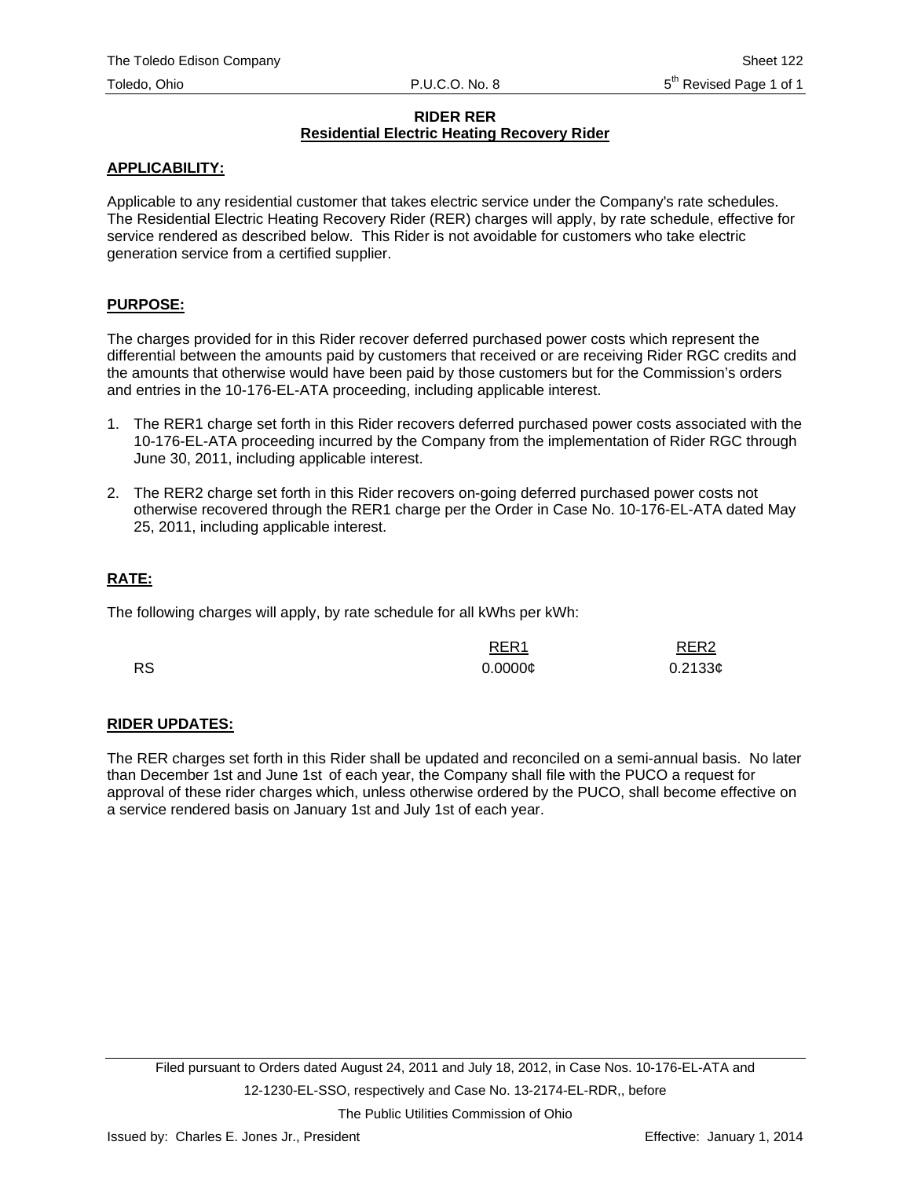# RIDER RER
## Residential Electric Heating Recovery Rider

**APPLICABILITY:**

Applicable to any residential customer that takes electric service under the Company's rate schedules. The Residential Electric Heating Recovery Rider (RER) charges will apply, by rate schedule, effective for service rendered as described below. This Rider is not avoidable for customers who take electric generation service from a certified supplier.

**PURPOSE:**

The charges provided for in this Rider recover deferred purchased power costs which represent the differential between the amounts paid by customers that received or are receiving Rider RGC credits and the amounts that otherwise would have been paid by those customers but for the Commission's orders and entries in the 10-176-EL-ATA proceeding, including applicable interest.

1. The RER1 charge set forth in this Rider recovers deferred purchased power costs associated with the 10-176-EL-ATA proceeding incurred by the Company from the implementation of Rider RGC through June 30, 2011, including applicable interest.
2. The RER2 charge set forth in this Rider recovers on-going deferred purchased power costs not otherwise recovered through the RER1 charge per the Order in Case No. 10-176-EL-ATA dated May 25, 2011, including applicable interest.

**RATE:**

The following charges will apply, by rate schedule for all kWhs per kWh:

| | RER1 | RER2 |
|---|---|---|
| RS | 0.0000¢ | 0.2133¢ |

**RIDER UPDATES:**

The RER charges set forth in this Rider shall be updated and reconciled on a semi-annual basis. No later than December 1st and June 1st of each year, the Company shall file with the PUCO a request for approval of these rider charges which, unless otherwise ordered by the PUCO, shall become effective on a service rendered basis on January 1st and July 1st of each year.

Filed pursuant to Orders dated August 24, 2011 and July 18, 2012, in Case Nos. 10-176-EL-ATA and 12-1230-EL-SSO, respectively and Case No. 13-2174-EL-RDR,, before The Public Utilities Commission of Ohio

Issued by: Charles E. Jones Jr., President — Effective: January 1, 2014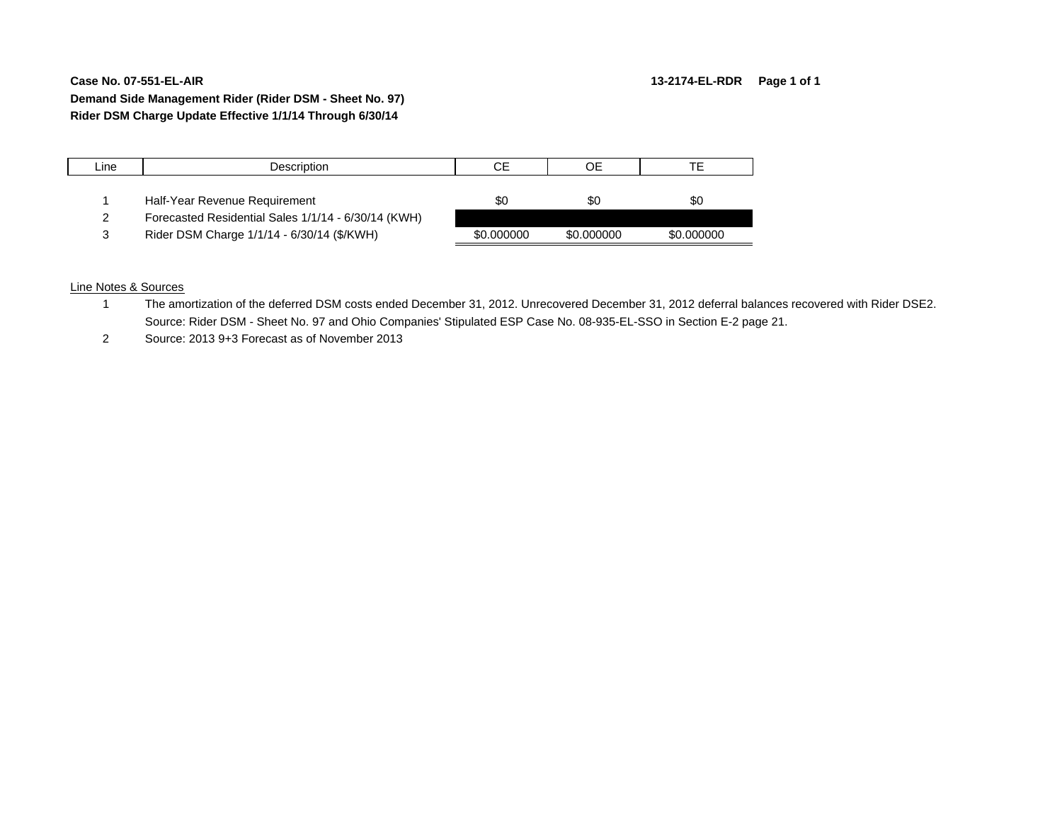**Case No. 07-551-EL-AIR** **13-2174-EL-RDR**

**Demand Side Management Rider (Rider DSM - Sheet No. 97)**

**Rider DSM Charge Update Effective 1/1/14 Through 6/30/14**

| Line | Description | CE | OE | TE |
|---|---|---|---|---|
| 1 | Half-Year Revenue Requirement | $0 | $0 | $0 |
| 2 | Forecasted Residential Sales 1/1/14 - 6/30/14 (KWH) | | | |
| 3 | Rider DSM Charge 1/1/14 - 6/30/14 ($/KWH) | $0.000000 | $0.000000 | $0.000000 |

Line Notes & Sources

1 The amortization of the deferred DSM costs ended December 31, 2012. Unrecovered December 31, 2012 deferral balances recovered with Rider DSE2.
Source: Rider DSM - Sheet No. 97 and Ohio Companies' Stipulated ESP Case No. 08-935-EL-SSO in Section E-2 page 21.

2 Source: 2013 9+3 Forecast as of November 2013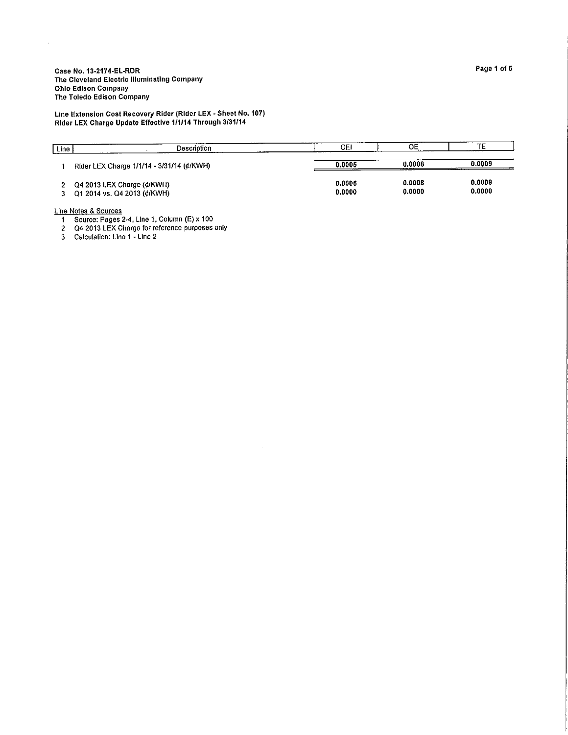**Case No. 13-2174-EL-RDR**
**The Cleveland Electric Illuminating Company**
**Ohio Edison Company**
**The Toledo Edison Company**

**Line Extension Cost Recovery Rider (Rider LEX - Sheet No. 107)**
**Rider LEX Charge Update Effective 1/1/14 Through 3/31/14**

| Line | Description | CEI | OE | TE |
|---|---|---|---|---|
| 1 | Rider LEX Charge 1/1/14 - 3/31/14 (¢/KWH) | **0.0005** | **0.0008** | **0.0009** |
| 2 | Q4 2013 LEX Charge (¢/KWH) | 0.0005 | 0.0008 | 0.0009 |
| 3 | Q1 2014 vs. Q4 2013 (¢/KWH) | 0.0000 | 0.0000 | 0.0000 |

Line Notes & Sources

1. Source: Pages 2-4, Line 1, Column (E) x 100
2. Q4 2013 LEX Charge for reference purposes only
3. Calculation: Line 1 - Line 2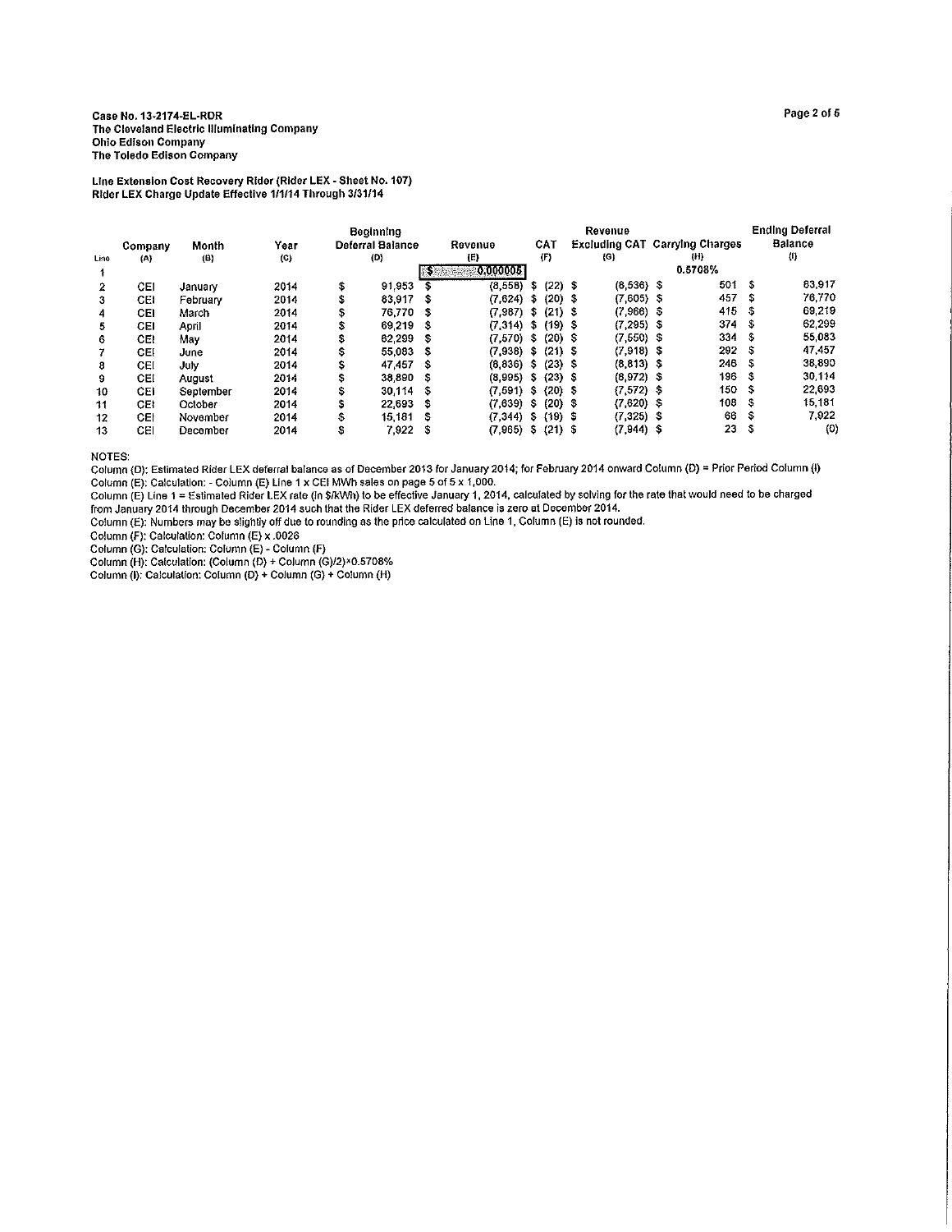Case No. 13-2174-EL-RDR
The Cleveland Electric Illuminating Company
Ohio Edison Company
The Toledo Edison Company

Line Extension Cost Recovery Rider (Rider LEX - Sheet No. 107)
Rider LEX Charge Update Effective 1/1/14 Through 3/31/14

| Line | Company (A) | Month (B) | Year (C) | Beginning Deferral Balance (D) | Revenue (E) | CAT (F) | Revenue Excluding CAT (G) | Carrying Charges (H) | Ending Deferral Balance (I) |
|---|---|---|---|---|---|---|---|---|---|
| 1 | | | | | $ 0.000005 | | | 0.5708% | |
| 2 | CEI | January | 2014 | $ 91,953 | $ (8,558) | $ (22) | $ (8,536) | $ 501 | $ 83,917 |
| 3 | CEI | February | 2014 | $ 83,917 | $ (7,624) | $ (20) | $ (7,605) | $ 457 | $ 76,770 |
| 4 | CEI | March | 2014 | $ 76,770 | $ (7,987) | $ (21) | $ (7,966) | $ 415 | $ 69,219 |
| 5 | CEI | April | 2014 | $ 69,219 | $ (7,314) | $ (19) | $ (7,295) | $ 374 | $ 62,299 |
| 6 | CEI | May | 2014 | $ 62,299 | $ (7,570) | $ (20) | $ (7,550) | $ 334 | $ 55,083 |
| 7 | CEI | June | 2014 | $ 55,083 | $ (7,938) | $ (21) | $ (7,918) | $ 292 | $ 47,457 |
| 8 | CEI | July | 2014 | $ 47,457 | $ (8,836) | $ (23) | $ (8,813) | $ 246 | $ 38,890 |
| 9 | CEI | August | 2014 | $ 38,890 | $ (8,995) | $ (23) | $ (8,972) | $ 196 | $ 30,114 |
| 10 | CEI | September | 2014 | $ 30,114 | $ (7,591) | $ (20) | $ (7,572) | $ 150 | $ 22,693 |
| 11 | CEI | October | 2014 | $ 22,693 | $ (7,639) | $ (20) | $ (7,620) | $ 108 | $ 15,181 |
| 12 | CEI | November | 2014 | $ 15,181 | $ (7,344) | $ (19) | $ (7,325) | $ 66 | $ 7,922 |
| 13 | CEI | December | 2014 | $ 7,922 | $ (7,965) | $ (21) | $ (7,944) | $ 23 | $ (0) |

NOTES:
Column (D): Estimated Rider LEX deferral balance as of December 2013 for January 2014; for February 2014 onward Column (D) = Prior Period Column (I)
Column (E): Calculation: - Column (E) Line 1 x CEI MWh sales on page 5 of 5 x 1,000.
Column (E) Line 1 = Estimated Rider LEX rate (in \$/kWh) to be effective January 1, 2014, calculated by solving for the rate that would need to be charged from January 2014 through December 2014 such that the Rider LEX deferred balance is zero at December 2014.
Column (E): Numbers may be slightly off due to rounding as the price calculated on Line 1, Column (E) is not rounded.
Column (F): Calculation: Column (E) x .0026
Column (G): Calculation: Column (E) - Column (F)
Column (H): Calculation: (Column (D) + Column (G)/2)×0.5708%
Column (I): Calculation: Column (D) + Column (G) + Column (H)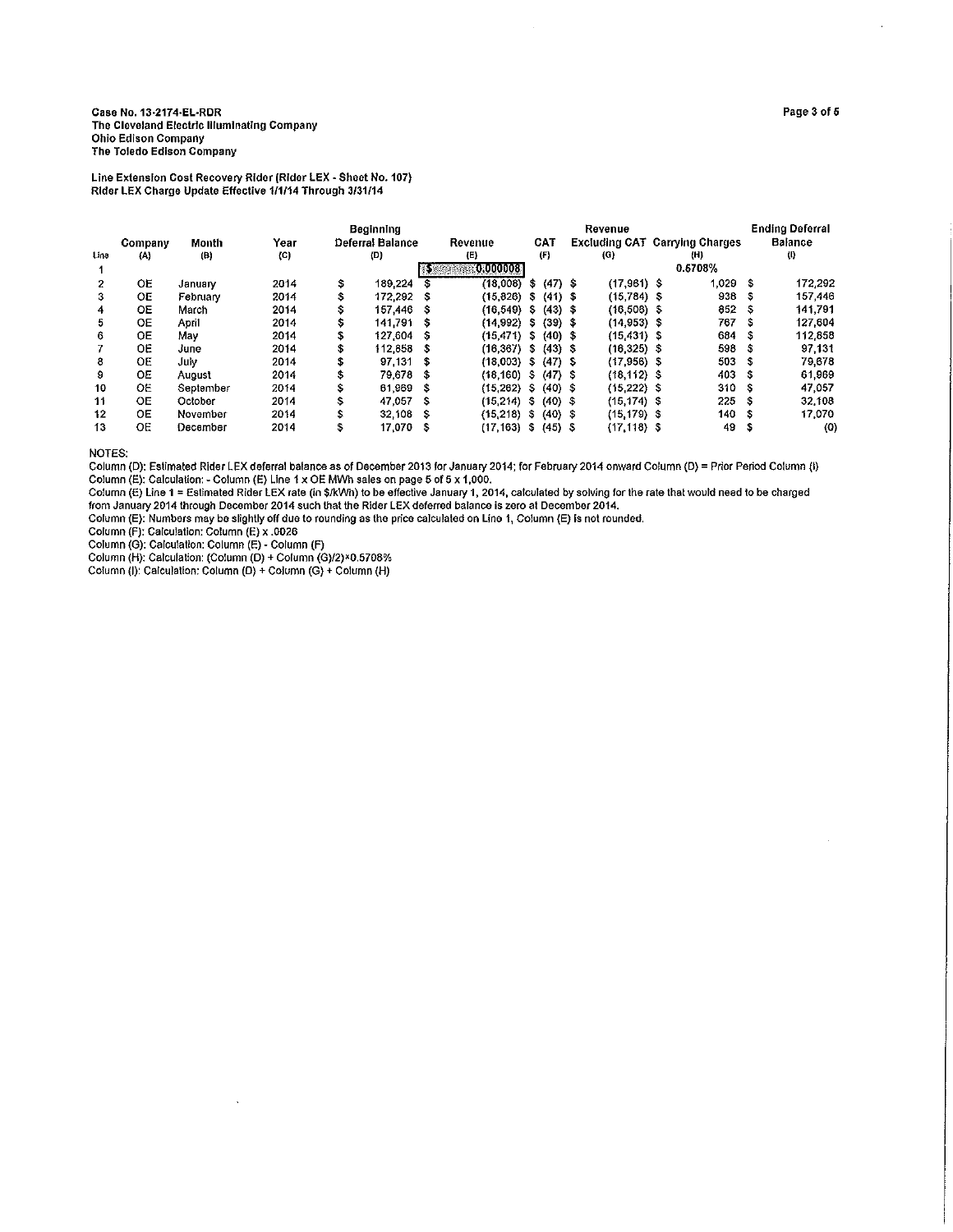**Case No. 13-2174-EL-RDR**
**The Cleveland Electric Illuminating Company**
**Ohio Edison Company**
**The Toledo Edison Company**

**Line Extension Cost Recovery Rider (Rider LEX - Sheet No. 107)**
**Rider LEX Charge Update Effective 1/1/14 Through 3/31/14**

| Line | Company (A) | Month (B) | Year (C) | Beginning Deferral Balance (D) | Revenue (E) | CAT (F) | Revenue Excluding CAT (G) | Carrying Charges (H) | Ending Deferral Balance (I) |
|---|---|---|---|---|---|---|---|---|---|
| 1 | | | | | $ 0.000008 | | | 0.5708% | |
| 2 | OE | January | 2014 | $ 189,224 | $ (18,008) | $ (47) | $ (17,961) | $ 1,029 | $ 172,292 |
| 3 | OE | February | 2014 | $ 172,292 | $ (15,826) | $ (41) | $ (15,784) | $ 938 | $ 157,446 |
| 4 | OE | March | 2014 | $ 157,446 | $ (16,549) | $ (43) | $ (16,506) | $ 852 | $ 141,791 |
| 5 | OE | April | 2014 | $ 141,791 | $ (14,992) | $ (39) | $ (14,953) | $ 767 | $ 127,604 |
| 6 | OE | May | 2014 | $ 127,604 | $ (15,471) | $ (40) | $ (15,431) | $ 684 | $ 112,858 |
| 7 | OE | June | 2014 | $ 112,858 | $ (16,367) | $ (43) | $ (16,325) | $ 598 | $ 97,131 |
| 8 | OE | July | 2014 | $ 97,131 | $ (18,003) | $ (47) | $ (17,956) | $ 503 | $ 79,678 |
| 9 | OE | August | 2014 | $ 79,678 | $ (18,160) | $ (47) | $ (18,112) | $ 403 | $ 61,969 |
| 10 | OE | September | 2014 | $ 61,969 | $ (15,262) | $ (40) | $ (15,222) | $ 310 | $ 47,057 |
| 11 | OE | October | 2014 | $ 47,057 | $ (15,214) | $ (40) | $ (15,174) | $ 225 | $ 32,108 |
| 12 | OE | November | 2014 | $ 32,108 | $ (15,218) | $ (40) | $ (15,179) | $ 140 | $ 17,070 |
| 13 | OE | December | 2014 | $ 17,070 | $ (17,163) | $ (45) | $ (17,118) | $ 49 | $ (0) |

NOTES:
Column (D): Estimated Rider LEX deferral balance as of December 2013 for January 2014; for February 2014 onward Column (D) = Prior Period Column (I)
Column (E): Calculation: - Column (E) Line 1 x OE MWh sales on page 5 of 5 x 1,000.
Column (E) Line 1 = Estimated Rider LEX rate (in $/kWh) to be effective January 1, 2014, calculated by solving for the rate that would need to be charged from January 2014 through December 2014 such that the Rider LEX deferred balance is zero at December 2014.
Column (E): Numbers may be slightly off due to rounding as the price calculated on Line 1, Column (E) is not rounded.
Column (F): Calculation: Column (E) x .0026
Column (G): Calculation: Column (E) - Column (F)
Column (H): Calculation: (Column (D) + Column (G)/2)×0.5708%
Column (I): Calculation: Column (D) + Column (G) + Column (H)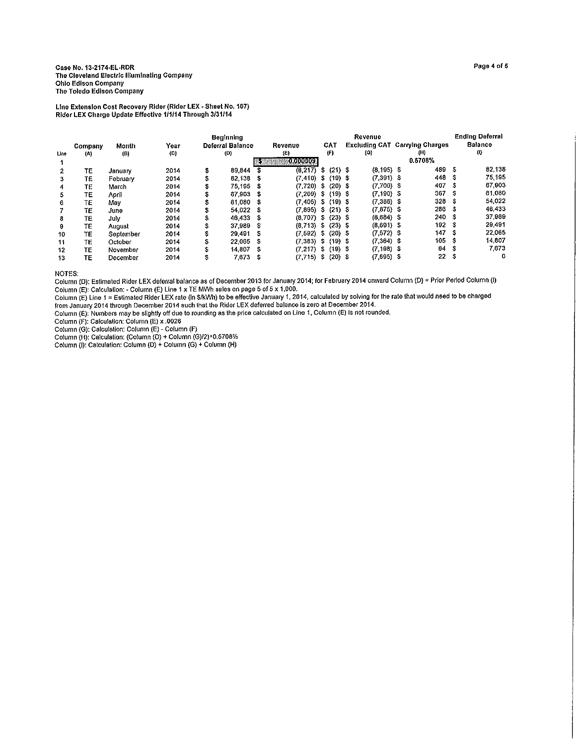**Case No. 13-2174-EL-RDR**
**The Cleveland Electric Illuminating Company**
**Ohio Edison Company**
**The Toledo Edison Company**

**Line Extension Cost Recovery Rider (Rider LEX - Sheet No. 107)**
**Rider LEX Charge Update Effective 1/1/14 Through 3/31/14**

| Line | Company (A) | Month (B) | Year (C) | Beginning Deferral Balance (D) | Revenue (E) | CAT (F) | Revenue Excluding CAT (G) | Carrying Charges (H) | Ending Deferral Balance (I) |
|---|---|---|---|---|---|---|---|---|---|
| 1 | | | | | $ 0.000809 | | | 0.5708% | |
| 2 | TE | January | 2014 | $ 89,844 | $ (8,217) | $ (21) | $ (8,195) | $ 489 | $ 82,138 |
| 3 | TE | February | 2014 | $ 82,138 | $ (7,410) | $ (19) | $ (7,391) | $ 448 | $ 75,195 |
| 4 | TE | March | 2014 | $ 75,195 | $ (7,720) | $ (20) | $ (7,700) | $ 407 | $ 67,903 |
| 5 | TE | April | 2014 | $ 67,903 | $ (7,209) | $ (19) | $ (7,190) | $ 367 | $ 61,080 |
| 6 | TE | May | 2014 | $ 61,080 | $ (7,405) | $ (19) | $ (7,386) | $ 328 | $ 54,022 |
| 7 | TE | June | 2014 | $ 54,022 | $ (7,895) | $ (21) | $ (7,875) | $ 286 | $ 46,433 |
| 8 | TE | July | 2014 | $ 46,433 | $ (8,707) | $ (23) | $ (8,684) | $ 240 | $ 37,989 |
| 9 | TE | August | 2014 | $ 37,989 | $ (8,713) | $ (23) | $ (8,691) | $ 192 | $ 29,491 |
| 10 | TE | September | 2014 | $ 29,491 | $ (7,592) | $ (20) | $ (7,572) | $ 147 | $ 22,065 |
| 11 | TE | October | 2014 | $ 22,065 | $ (7,383) | $ (19) | $ (7,364) | $ 105 | $ 14,807 |
| 12 | TE | November | 2014 | $ 14,807 | $ (7,217) | $ (19) | $ (7,198) | $ 64 | $ 7,673 |
| 13 | TE | December | 2014 | $ 7,673 | $ (7,715) | $ (20) | $ (7,695) | $ 22 | $ 0 |

NOTES:
Column (D): Estimated Rider LEX deferral balance as of December 2013 for January 2014; for February 2014 onward Column (D) = Prior Period Column (I)
Column (E): Calculation: - Column (E) Line 1 x TE MWh sales on page 5 of 5 x 1,000.
Column (E) Line 1 = Estimated Rider LEX rate (in $/kWh) to be effective January 1, 2014, calculated by solving for the rate that would need to be charged from January 2014 through December 2014 such that the Rider LEX deferred balance is zero at December 2014.
Column (E): Numbers may be slightly off due to rounding as the price calculated on Line 1, Column (E) is not rounded.
Column (F): Calculation: Column (E) x .0026
Column (G): Calculation: Column (E) - Column (F)
Column (H): Calculation: (Column (D) + Column (G)/2)*0.5708%
Column (I): Calculation: Column (D) + Column (G) + Column (H)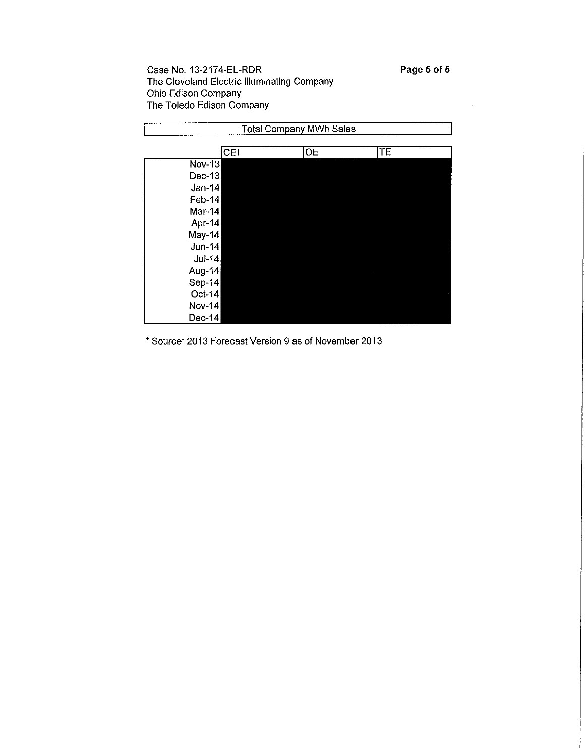Case No. 13-2174-EL-RDR
The Cleveland Electric Illuminating Company
Ohio Edison Company
The Toledo Edison Company

**Total Company MWh Sales**

| | CEI | OE | TE |
|---|---|---|---|
| Nov-13 | | | |
| Dec-13 | | | |
| Jan-14 | | | |
| Feb-14 | | | |
| Mar-14 | | | |
| Apr-14 | | | |
| May-14 | | | |
| Jun-14 | | | |
| Jul-14 | | | |
| Aug-14 | | | |
| Sep-14 | | | |
| Oct-14 | | | |
| Nov-14 | | | |
| Dec-14 | | | |

* Source: 2013 Forecast Version 9 as of November 2013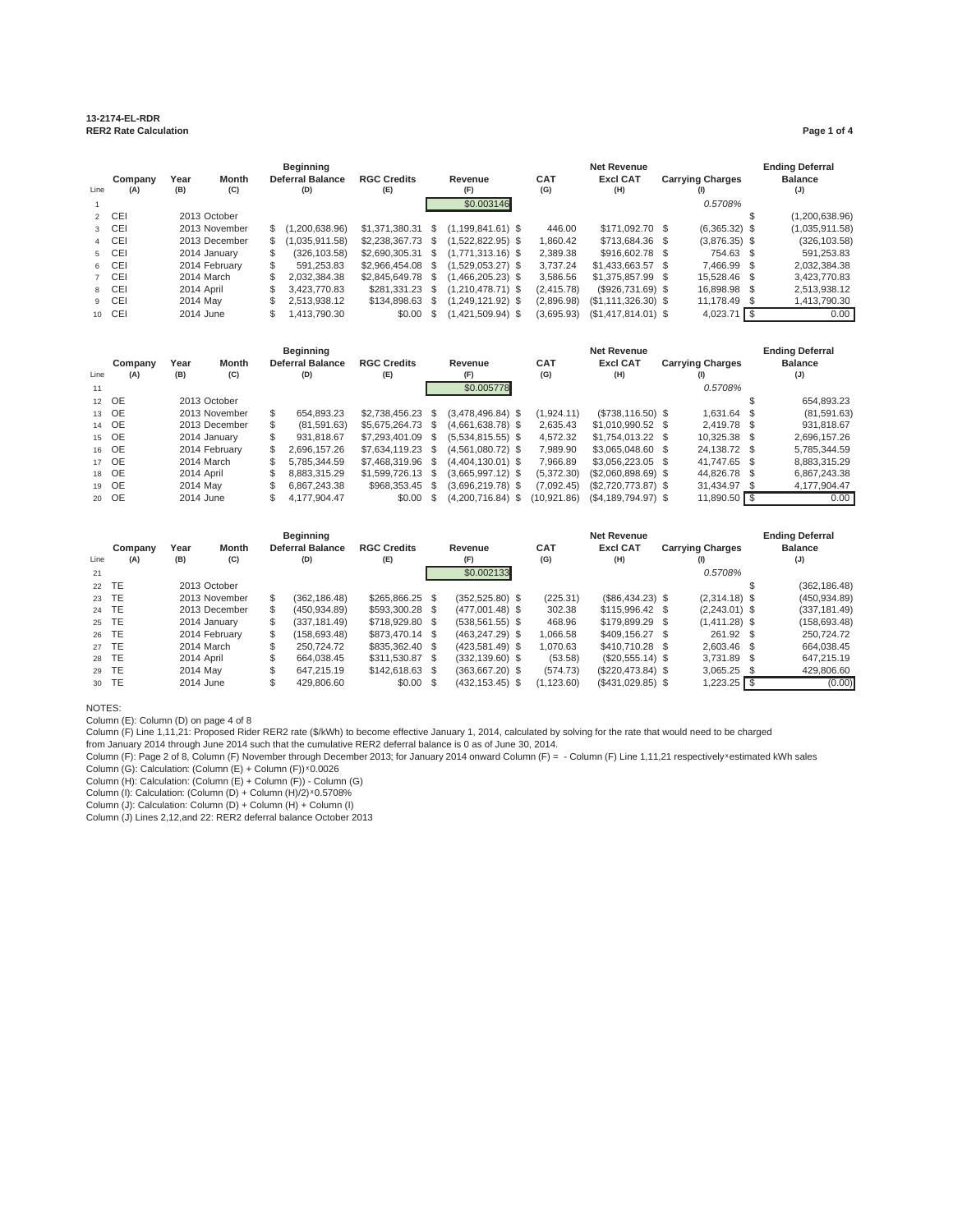**13-2174-EL-RDR**
**RER2 Rate Calculation**

| Line | Company (A) | Year (B) | Month (C) | Beginning Deferral Balance (D) | RGC Credits (E) | Revenue (F) | CAT (G) | Net Revenue Excl CAT (H) | Carrying Charges (I) | Ending Deferral Balance (J) |
|---|---|---|---|---|---|---|---|---|---|---|
| 1 | | | | | | $0.003146 | | | 0.5708% | |
| 2 | CEI | 2013 | October | | | | | | | $ (1,200,638.96) |
| 3 | CEI | 2013 | November | $ (1,200,638.96) | $1,371,380.31 | $ (1,199,841.61) | $ 446.00 | $171,092.70 | $ (6,365.32) | $ (1,035,911.58) |
| 4 | CEI | 2013 | December | $ (1,035,911.58) | $2,238,367.73 | $ (1,522,822.95) | $ 1,860.42 | $713,684.36 | $ (3,876.35) | $ (326,103.58) |
| 5 | CEI | 2014 | January | $ (326,103.58) | $2,690,305.31 | $ (1,771,313.16) | $ 2,389.38 | $916,602.78 | $ 754.63 | $ 591,253.83 |
| 6 | CEI | 2014 | February | $ 591,253.83 | $2,966,454.08 | $ (1,529,053.27) | $ 3,737.24 | $1,433,663.57 | $ 7,466.99 | $ 2,032,384.38 |
| 7 | CEI | 2014 | March | $ 2,032,384.38 | $2,845,649.78 | $ (1,466,205.23) | $ 3,586.56 | $1,375,857.99 | $ 15,528.46 | $ 3,423,770.83 |
| 8 | CEI | 2014 | April | $ 3,423,770.83 | $281,331.23 | $ (1,210,478.71) | $ (2,415.78) | ($926,731.69) | $ 16,898.98 | $ 2,513,938.12 |
| 9 | CEI | 2014 | May | $ 2,513,938.12 | $134,898.63 | $ (1,249,121.92) | $ (2,896.98) | ($1,111,326.30) | $ 11,178.49 | $ 1,413,790.30 |
| 10 | CEI | 2014 | June | $ 1,413,790.30 | $0.00 | $ (1,421,509.94) | $ (3,695.93) | ($1,417,814.01) | $ 4,023.71 | $ 0.00 |

| Line | Company (A) | Year (B) | Month (C) | Beginning Deferral Balance (D) | RGC Credits (E) | Revenue (F) | CAT (G) | Net Revenue Excl CAT (H) | Carrying Charges (I) | Ending Deferral Balance (J) |
|---|---|---|---|---|---|---|---|---|---|---|
| 11 | | | | | | $0.005778 | | | 0.5708% | |
| 12 | OE | 2013 | October | | | | | | | $ 654,893.23 |
| 13 | OE | 2013 | November | $ 654,893.23 | $2,738,456.23 | $ (3,478,496.84) | $ (1,924.11) | ($738,116.50) | $ 1,631.64 | $ (81,591.63) |
| 14 | OE | 2013 | December | $ (81,591.63) | $5,675,264.73 | $ (4,661,638.78) | $ 2,635.43 | $1,010,990.52 | $ 2,419.78 | $ 931,818.67 |
| 15 | OE | 2014 | January | $ 931,818.67 | $7,293,401.09 | $ (5,534,815.55) | $ 4,572.32 | $1,754,013.22 | $ 10,325.38 | $ 2,696,157.26 |
| 16 | OE | 2014 | February | $ 2,696,157.26 | $7,634,119.23 | $ (4,561,080.72) | $ 7,989.90 | $3,065,048.60 | $ 24,138.72 | $ 5,785,344.59 |
| 17 | OE | 2014 | March | $ 5,785,344.59 | $7,468,319.96 | $ (4,404,130.01) | $ 7,966.89 | $3,056,223.05 | $ 41,747.65 | $ 8,883,315.29 |
| 18 | OE | 2014 | April | $ 8,883,315.29 | $1,599,726.13 | $ (3,665,997.12) | $ (5,372.30) | ($2,060,898.69) | $ 44,826.78 | $ 6,867,243.38 |
| 19 | OE | 2014 | May | $ 6,867,243.38 | $968,353.45 | $ (3,696,219.78) | $ (7,092.45) | ($2,720,773.87) | $ 31,434.97 | $ 4,177,904.47 |
| 20 | OE | 2014 | June | $ 4,177,904.47 | $0.00 | $ (4,200,716.84) | $ (10,921.86) | ($4,189,794.97) | $ 11,890.50 | $ 0.00 |

| Line | Company (A) | Year (B) | Month (C) | Beginning Deferral Balance (D) | RGC Credits (E) | Revenue (F) | CAT (G) | Net Revenue Excl CAT (H) | Carrying Charges (I) | Ending Deferral Balance (J) |
|---|---|---|---|---|---|---|---|---|---|---|
| 21 | | | | | | $0.002133 | | | 0.5708% | |
| 22 | TE | 2013 | October | | | | | | | $ (362,186.48) |
| 23 | TE | 2013 | November | $ (362,186.48) | $265,866.25 | $ (352,525.80) | $ (225.31) | ($86,434.23) | $ (2,314.18) | $ (450,934.89) |
| 24 | TE | 2013 | December | $ (450,934.89) | $593,300.28 | $ (477,001.48) | $ 302.38 | $115,996.42 | $ (2,243.01) | $ (337,181.49) |
| 25 | TE | 2014 | January | $ (337,181.49) | $718,929.80 | $ (538,561.55) | $ 468.96 | $179,899.29 | $ (1,411.28) | $ (158,693.48) |
| 26 | TE | 2014 | February | $ (158,693.48) | $873,470.14 | $ (463,247.29) | $ 1,066.58 | $409,156.27 | $ 261.92 | $ 250,724.72 |
| 27 | TE | 2014 | March | $ 250,724.72 | $835,362.40 | $ (423,581.49) | $ 1,070.63 | $410,710.28 | $ 2,603.46 | $ 664,038.45 |
| 28 | TE | 2014 | April | $ 664,038.45 | $311,530.87 | $ (332,139.60) | $ (53.58) | ($20,555.14) | $ 3,731.89 | $ 647,215.19 |
| 29 | TE | 2014 | May | $ 647,215.19 | $142,618.63 | $ (363,667.20) | $ (574.73) | ($220,473.84) | $ 3,065.25 | $ 429,806.60 |
| 30 | TE | 2014 | June | $ 429,806.60 | $0.00 | $ (432,153.45) | $ (1,123.60) | ($431,029.85) | $ 1,223.25 | $ (0.00) |

NOTES:
Column (E): Column (D) on page 4 of 8
Column (F) Line 1,11,21: Proposed Rider RER2 rate ($/kWh) to become effective January 1, 2014, calculated by solving for the rate that would need to be charged from January 2014 through June 2014 such that the cumulative RER2 deferral balance is 0 as of June 30, 2014.
Column (F): Page 2 of 8, Column (F) November through December 2013; for January 2014 onward Column (F) = - Column (F) Line 1,11,21 respectively × estimated kWh sales
Column (G): Calculation: (Column (E) + Column (F)) × 0.0026
Column (H): Calculation: (Column (E) + Column (F)) - Column (G)
Column (I): Calculation: (Column (D) + Column (H)/2) × 0.5708%
Column (J): Calculation: Column (D) + Column (H) + Column (I)
Column (J) Lines 2,12,and 22: RER2 deferral balance October 2013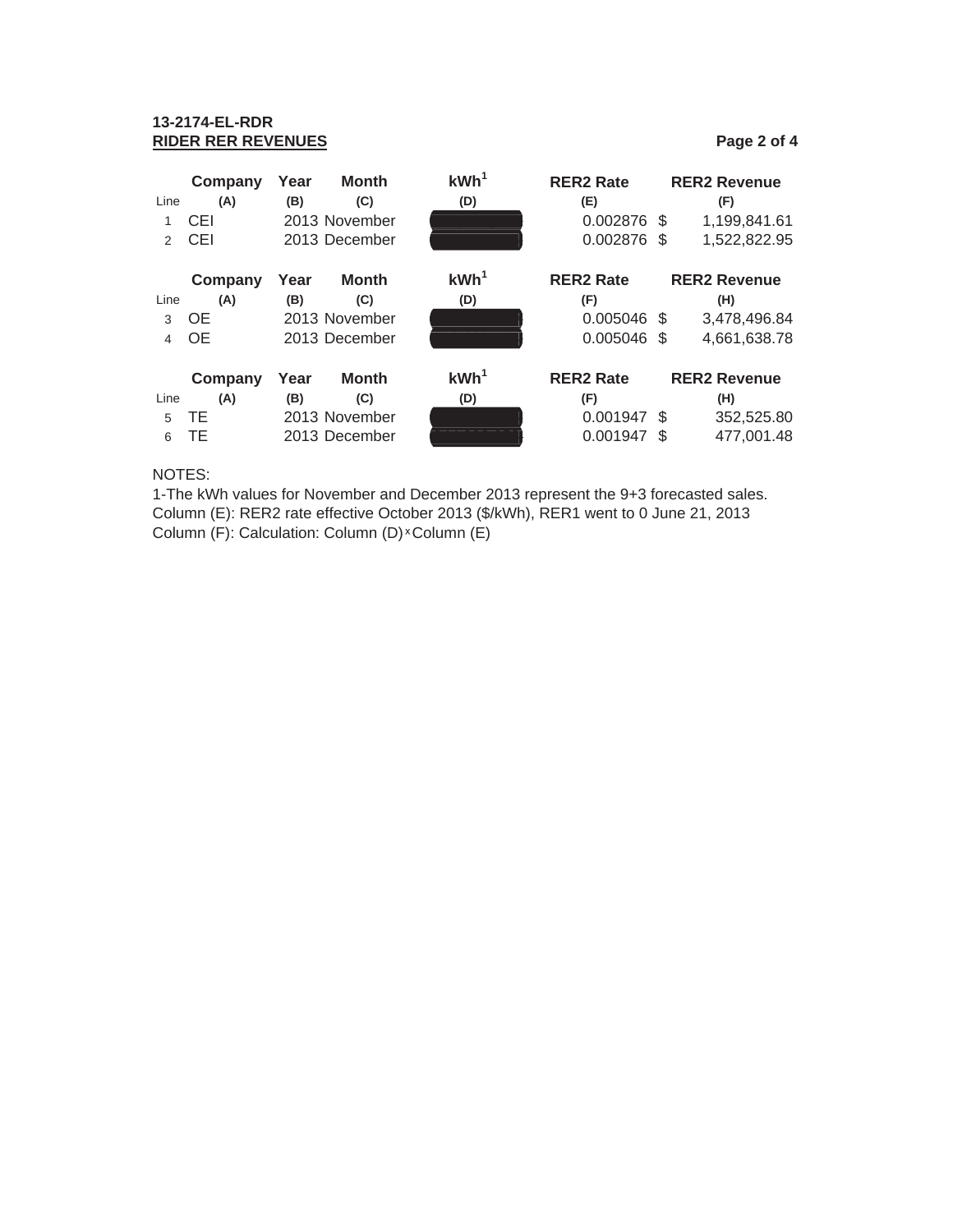**13-2174-EL-RDR**
**RIDER RER REVENUES**

| Line | Company (A) | Year (B) | Month (C) | kWh[1] (D) | RER2 Rate (E) | | RER2 Revenue (F) |
|---|---|---|---|---|---|---|---|
| 1 | CEI | 2013 | November | | 0.002876 | $ | 1,199,841.61 |
| 2 | CEI | 2013 | December | | 0.002876 | $ | 1,522,822.95 |

| Line | Company (A) | Year (B) | Month (C) | kWh[1] (D) | RER2 Rate (F) | | RER2 Revenue (H) |
|---|---|---|---|---|---|---|---|
| 3 | OE | 2013 | November | | 0.005046 | $ | 3,478,496.84 |
| 4 | OE | 2013 | December | | 0.005046 | $ | 4,661,638.78 |

| Line | Company (A) | Year (B) | Month (C) | kWh[1] (D) | RER2 Rate (F) | | RER2 Revenue (H) |
|---|---|---|---|---|---|---|---|
| 5 | TE | 2013 | November | | 0.001947 | $ | 352,525.80 |
| 6 | TE | 2013 | December | | 0.001947 | $ | 477,001.48 |

NOTES:
1-The kWh values for November and December 2013 represent the 9+3 forecasted sales.
Column (E): RER2 rate effective October 2013 ($/kWh), RER1 went to 0 June 21, 2013
Column (F): Calculation: Column (D) x Column (E)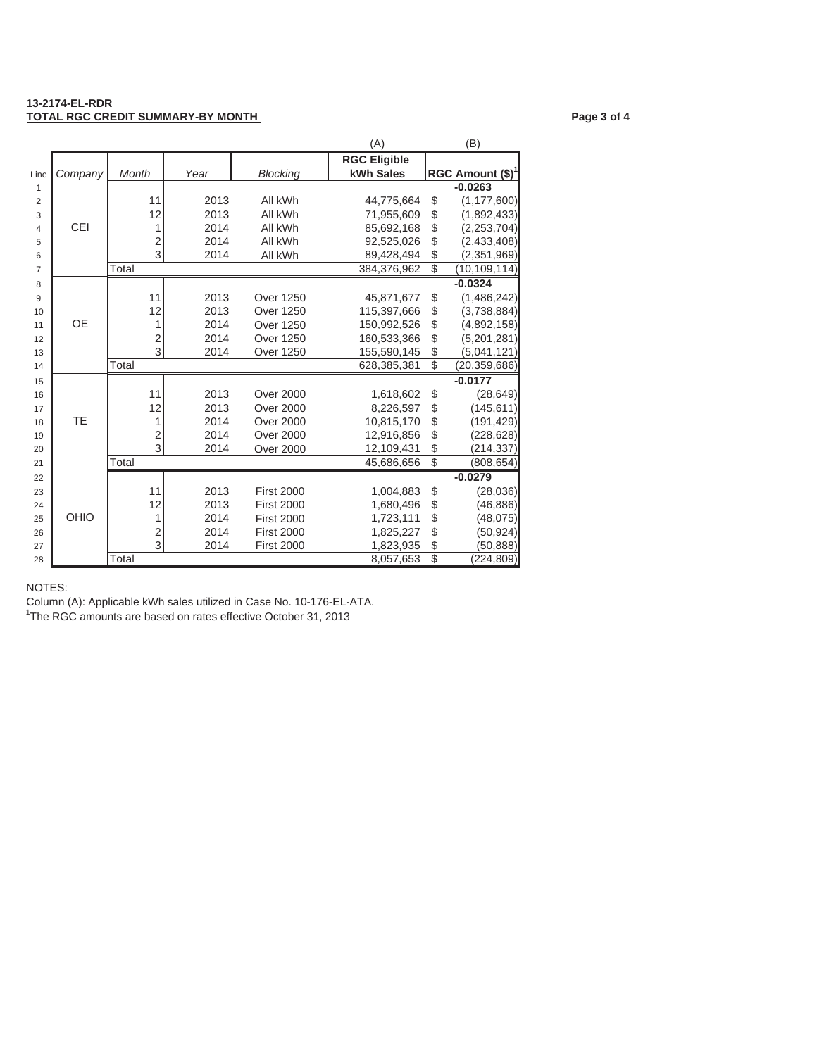**13-2174-EL-RDR**

**TOTAL RGC CREDIT SUMMARY-BY MONTH**

| Line | Company | Month | Year | Blocking | (A) RGC Eligible kWh Sales | (B) RGC Amount ($)[1] |
|---|---|---|---|---|---|---|
| 1 | | | | | | -0.0263 |
| 2 | CEI | 11 | 2013 | All kWh | 44,775,664 | $ (1,177,600) |
| 3 | | 12 | 2013 | All kWh | 71,955,609 | $ (1,892,433) |
| 4 | | 1 | 2014 | All kWh | 85,692,168 | $ (2,253,704) |
| 5 | | 2 | 2014 | All kWh | 92,525,026 | $ (2,433,408) |
| 6 | | 3 | 2014 | All kWh | 89,428,494 | $ (2,351,969) |
| 7 | | Total | | | 384,376,962 | $ (10,109,114) |
| 8 | | | | | | -0.0324 |
| 9 | OE | 11 | 2013 | Over 1250 | 45,871,677 | $ (1,486,242) |
| 10 | | 12 | 2013 | Over 1250 | 115,397,666 | $ (3,738,884) |
| 11 | | 1 | 2014 | Over 1250 | 150,992,526 | $ (4,892,158) |
| 12 | | 2 | 2014 | Over 1250 | 160,533,366 | $ (5,201,281) |
| 13 | | 3 | 2014 | Over 1250 | 155,590,145 | $ (5,041,121) |
| 14 | | Total | | | 628,385,381 | $ (20,359,686) |
| 15 | | | | | | -0.0177 |
| 16 | TE | 11 | 2013 | Over 2000 | 1,618,602 | $ (28,649) |
| 17 | | 12 | 2013 | Over 2000 | 8,226,597 | $ (145,611) |
| 18 | | 1 | 2014 | Over 2000 | 10,815,170 | $ (191,429) |
| 19 | | 2 | 2014 | Over 2000 | 12,916,856 | $ (228,628) |
| 20 | | 3 | 2014 | Over 2000 | 12,109,431 | $ (214,337) |
| 21 | | Total | | | 45,686,656 | $ (808,654) |
| 22 | | | | | | -0.0279 |
| 23 | OHIO | 11 | 2013 | First 2000 | 1,004,883 | $ (28,036) |
| 24 | | 12 | 2013 | First 2000 | 1,680,496 | $ (46,886) |
| 25 | | 1 | 2014 | First 2000 | 1,723,111 | $ (48,075) |
| 26 | | 2 | 2014 | First 2000 | 1,825,227 | $ (50,924) |
| 27 | | 3 | 2014 | First 2000 | 1,823,935 | $ (50,888) |
| 28 | | Total | | | 8,057,653 | $ (224,809) |

NOTES:

Column (A): Applicable kWh sales utilized in Case No. 10-176-EL-ATA.

[1] The RGC amounts are based on rates effective October 31, 2013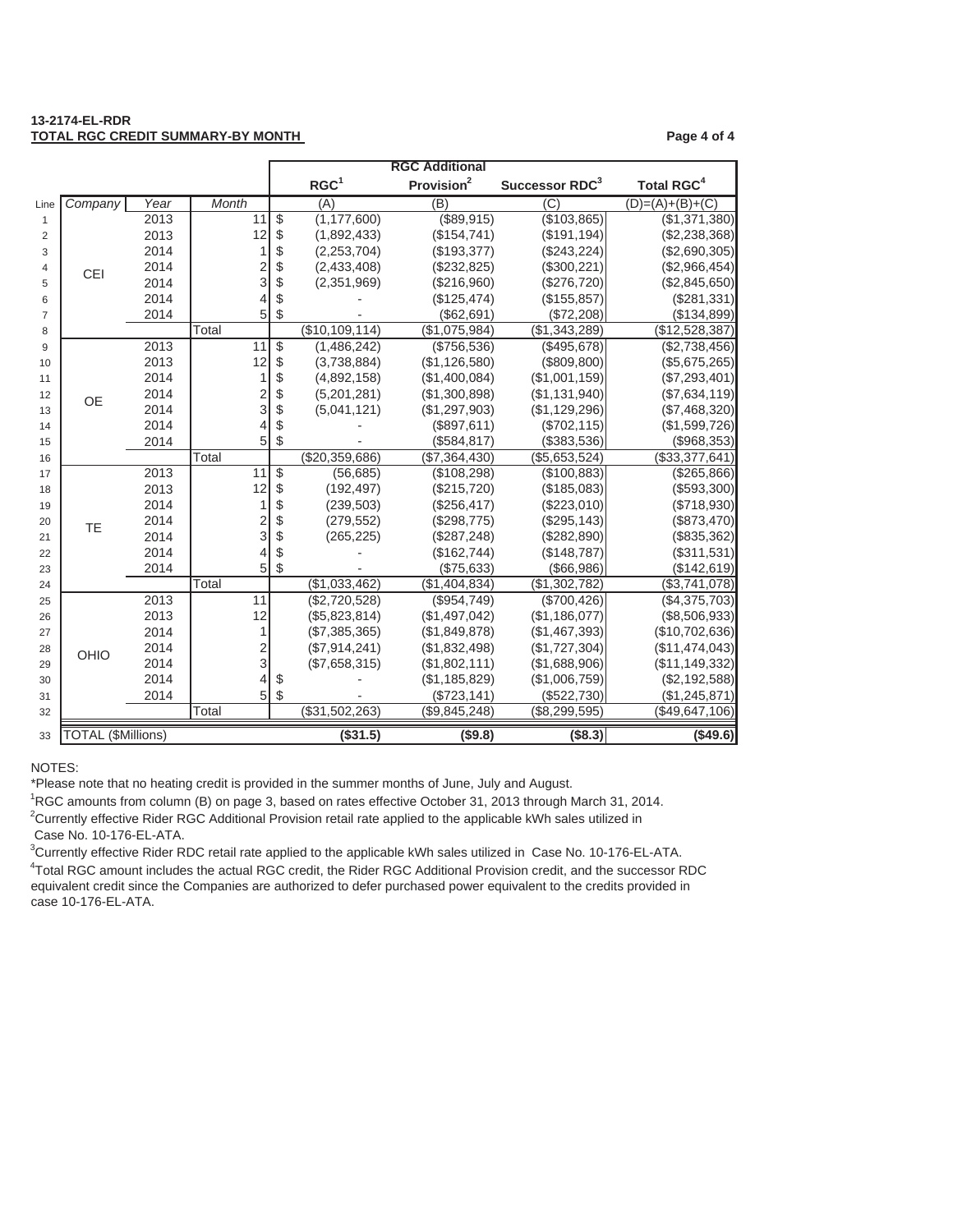**13-2174-EL-RDR**
**TOTAL RGC CREDIT SUMMARY-BY MONTH**

| Line | Company | Year | Month | RGC[1] (A) | RGC Additional Provision[2] (B) | Successor RDC[3] (C) | Total RGC[4] (D)=(A)+(B)+(C) |
|---|---|---|---|---|---|---|---|
| 1 | CEI | 2013 | 11 | $ (1,177,600) | ($89,915) | ($103,865) | ($1,371,380) |
| 2 | | 2013 | 12 | $ (1,892,433) | ($154,741) | ($191,194) | ($2,238,368) |
| 3 | | 2014 | 1 | $ (2,253,704) | ($193,377) | ($243,224) | ($2,690,305) |
| 4 | | 2014 | 2 | $ (2,433,408) | ($232,825) | ($300,221) | ($2,966,454) |
| 5 | | 2014 | 3 | $ (2,351,969) | ($216,960) | ($276,720) | ($2,845,650) |
| 6 | | 2014 | 4 | $ - | ($125,474) | ($155,857) | ($281,331) |
| 7 | | 2014 | 5 | $ - | ($62,691) | ($72,208) | ($134,899) |
| 8 | | | Total | ($10,109,114) | ($1,075,984) | ($1,343,289) | ($12,528,387) |
| 9 | OE | 2013 | 11 | $ (1,486,242) | ($756,536) | ($495,678) | ($2,738,456) |
| 10 | | 2013 | 12 | $ (3,738,884) | ($1,126,580) | ($809,800) | ($5,675,265) |
| 11 | | 2014 | 1 | $ (4,892,158) | ($1,400,084) | ($1,001,159) | ($7,293,401) |
| 12 | | 2014 | 2 | $ (5,201,281) | ($1,300,898) | ($1,131,940) | ($7,634,119) |
| 13 | | 2014 | 3 | $ (5,041,121) | ($1,297,903) | ($1,129,296) | ($7,468,320) |
| 14 | | 2014 | 4 | $ - | ($897,611) | ($702,115) | ($1,599,726) |
| 15 | | 2014 | 5 | $ - | ($584,817) | ($383,536) | ($968,353) |
| 16 | | | Total | ($20,359,686) | ($7,364,430) | ($5,653,524) | ($33,377,641) |
| 17 | TE | 2013 | 11 | $ (56,685) | ($108,298) | ($100,883) | ($265,866) |
| 18 | | 2013 | 12 | $ (192,497) | ($215,720) | ($185,083) | ($593,300) |
| 19 | | 2014 | 1 | $ (239,503) | ($256,417) | ($223,010) | ($718,930) |
| 20 | | 2014 | 2 | $ (279,552) | ($298,775) | ($295,143) | ($873,470) |
| 21 | | 2014 | 3 | $ (265,225) | ($287,248) | ($282,890) | ($835,362) |
| 22 | | 2014 | 4 | $ - | ($162,744) | ($148,787) | ($311,531) |
| 23 | | 2014 | 5 | $ - | ($75,633) | ($66,986) | ($142,619) |
| 24 | | | Total | ($1,033,462) | ($1,404,834) | ($1,302,782) | ($3,741,078) |
| 25 | OHIO | 2013 | 11 | ($2,720,528) | ($954,749) | ($700,426) | ($4,375,703) |
| 26 | | 2013 | 12 | ($5,823,814) | ($1,497,042) | ($1,186,077) | ($8,506,933) |
| 27 | | 2014 | 1 | ($7,385,365) | ($1,849,878) | ($1,467,393) | ($10,702,636) |
| 28 | | 2014 | 2 | ($7,914,241) | ($1,832,498) | ($1,727,304) | ($11,474,043) |
| 29 | | 2014 | 3 | ($7,658,315) | ($1,802,111) | ($1,688,906) | ($11,149,332) |
| 30 | | 2014 | 4 | $ - | ($1,185,829) | ($1,006,759) | ($2,192,588) |
| 31 | | 2014 | 5 | $ - | ($723,141) | ($522,730) | ($1,245,871) |
| 32 | | | Total | ($31,502,263) | ($9,845,248) | ($8,299,595) | ($49,647,106) |
| 33 | TOTAL ($Millions) | | | **($31.5)** | **($9.8)** | **($8.3)** | **($49.6)** |

NOTES:

*Please note that no heating credit is provided in the summer months of June, July and August.

[1]RGC amounts from column (B) on page 3, based on rates effective October 31, 2013 through March 31, 2014.

[2]Currently effective Rider RGC Additional Provision retail rate applied to the applicable kWh sales utilized in Case No. 10-176-EL-ATA.

[3]Currently effective Rider RDC retail rate applied to the applicable kWh sales utilized in Case No. 10-176-EL-ATA.

[4]Total RGC amount includes the actual RGC credit, the Rider RGC Additional Provision credit, and the successor RDC equivalent credit since the Companies are authorized to defer purchased power equivalent to the credits provided in case 10-176-EL-ATA.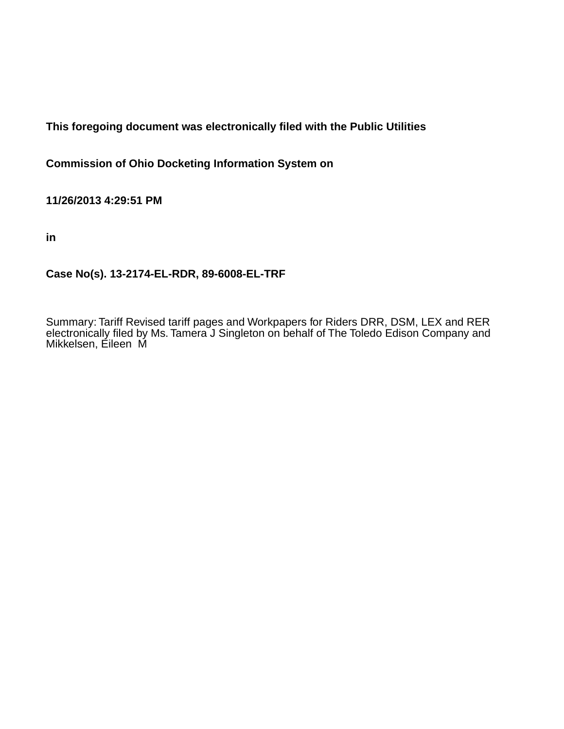**This foregoing document was electronically filed with the Public Utilities**

**Commission of Ohio Docketing Information System on**

**11/26/2013 4:29:51 PM**

**in**

**Case No(s). 13-2174-EL-RDR, 89-6008-EL-TRF**

Summary: Tariff Revised tariff pages and Workpapers for Riders DRR, DSM, LEX and RER electronically filed by Ms. Tamera J Singleton on behalf of The Toledo Edison Company and Mikkelsen, Eileen M